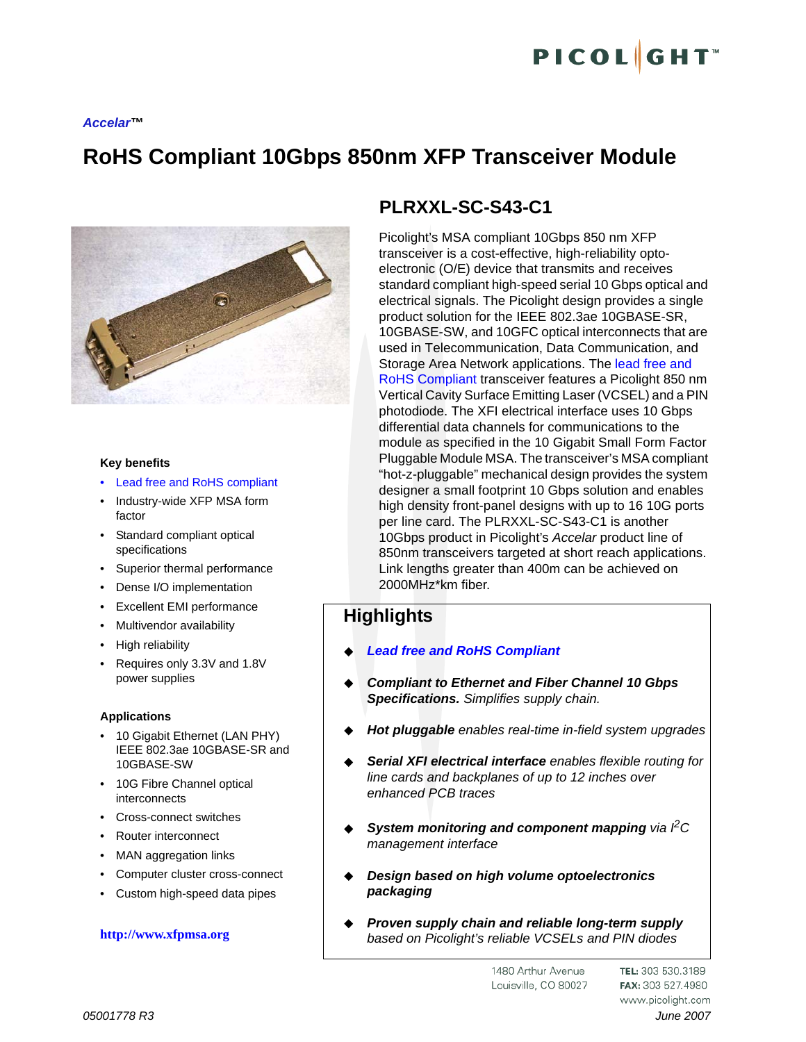*Accelar™*

# RoHS Compliant 10Gbps 850nm XFP Transceiver Module

## PLRXXL-SC-S43-C1

Picolight's MSA compliant 10Gbps 850 nm XFP transceiver is a cost-effective, high-reliability opto-electronic (O/E) device that transmits and receives standard compliant high-speed serial 10 Gbps optical and electrical signals. The Picolight design provides a single product solution for the IEEE 802.3ae 10GBASE-SR, 10GBASE-SW, and 10GFC optical interconnects that are used in Telecommunication, Data Communication, and Storage Area Network applications. The lead free and RoHS Compliant transceiver features a Picolight 850 nm Vertical Cavity Surface Emitting Laser (VCSEL) and a PIN photodiode. The XFI electrical interface uses 10 Gbps differential data channels for communications to the module as specified in the 10 Gigabit Small Form Factor Pluggable Module MSA. The transceiver's MSA compliant "hot-z-pluggable" mechanical design provides the system designer a small footprint 10 Gbps solution and enables high density front-panel designs with up to 16 10G ports per line card. The PLRXXL-SC-S43-C1 is another 10Gbps product in Picolight's *Accelar* product line of 850nm transceivers targeted at short reach applications. Link lengths greater than 400m can be achieved on 2000MHz*km fiber.

### Key benefits

- Lead free and RoHS compliant
- Industry-wide XFP MSA form factor
- Standard compliant optical specifications
- Superior thermal performance
- Dense I/O implementation
- Excellent EMI performance
- Multivendor availability
- High reliability
- Requires only 3.3V and 1.8V power supplies

### Applications

- 10 Gigabit Ethernet (LAN PHY) IEEE 802.3ae 10GBASE-SR and 10GBASE-SW
- 10G Fibre Channel optical interconnects
- Cross-connect switches
- Router interconnect
- MAN aggregation links
- Computer cluster cross-connect
- Custom high-speed data pipes

**http://www.xfpmsa.org**

## Highlights

- ***Lead free and RoHS Compliant***
- ***Compliant to Ethernet and Fiber Channel 10 Gbps Specifications.*** *Simplifies supply chain.*
- ***Hot pluggable*** *enables real-time in-field system upgrades*
- ***Serial XFI electrical interface*** *enables flexible routing for line cards and backplanes of up to 12 inches over enhanced PCB traces*
- ***System monitoring and component mapping*** *via $I^2C$ management interface*
- ***Design based on high volume optoelectronics packaging***
- ***Proven supply chain and reliable long-term supply*** *based on Picolight's reliable VCSELs and PIN diodes*

1480 Arthur Avenue
Louisville, CO 80027

**TEL:** 303 530.3189
**FAX:** 303 527.4980
www.picolight.com

05001778 R3

June 2007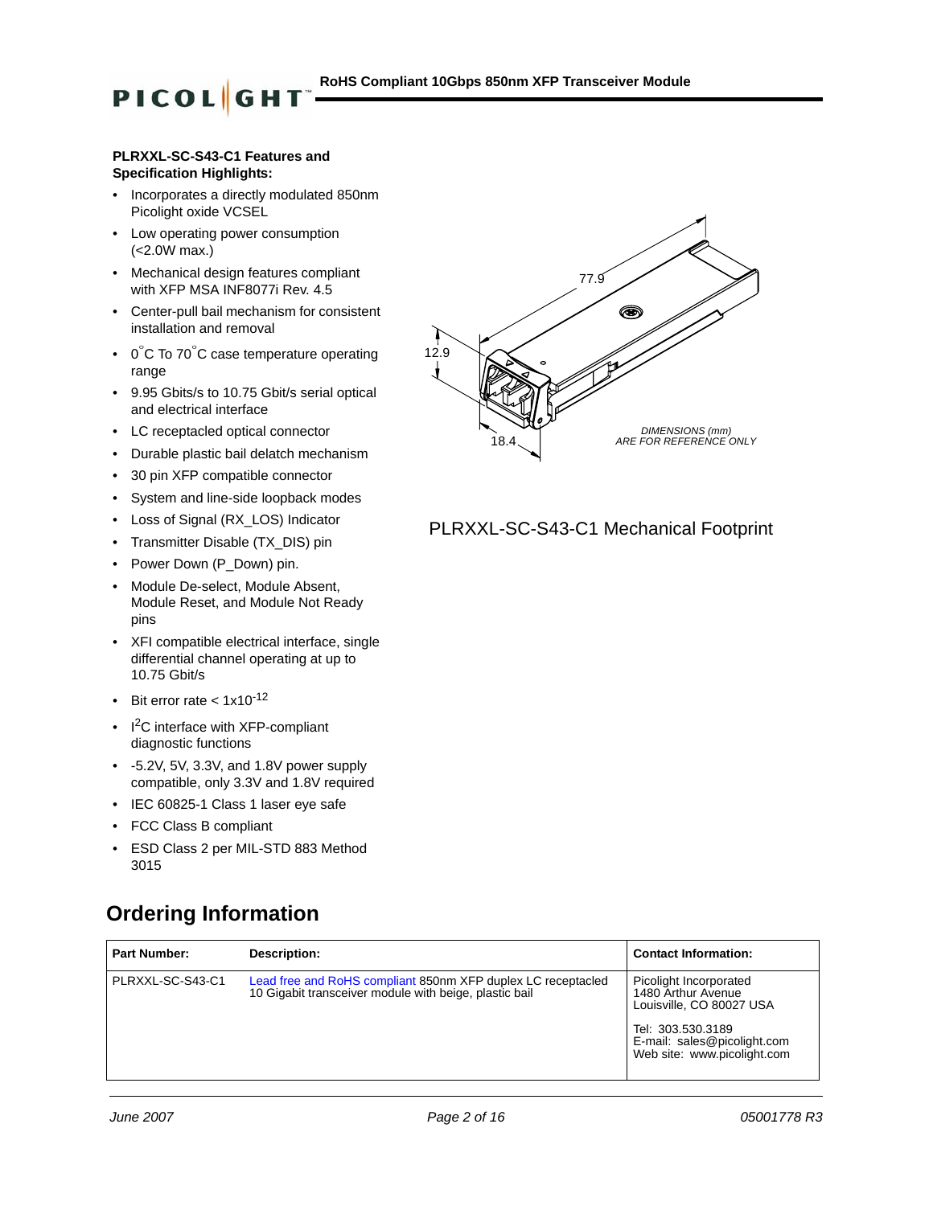**PLRXXL-SC-S43-C1 Features and Specification Highlights:**

- Incorporates a directly modulated 850nm Picolight oxide VCSEL
- Low operating power consumption (<2.0W max.)
- Mechanical design features compliant with XFP MSA INF8077i Rev. 4.5
- Center-pull bail mechanism for consistent installation and removal
- 0°C To 70°C case temperature operating range
- 9.95 Gbits/s to 10.75 Gbit/s serial optical and electrical interface
- LC receptacled optical connector
- Durable plastic bail delatch mechanism
- 30 pin XFP compatible connector
- System and line-side loopback modes
- Loss of Signal (RX_LOS) Indicator
- Transmitter Disable (TX_DIS) pin
- Power Down (P_Down) pin.
- Module De-select, Module Absent, Module Reset, and Module Not Ready pins
- XFI compatible electrical interface, single differential channel operating at up to 10.75 Gbit/s
- Bit error rate < $1x10^{-12}$
- $I^2C$ interface with XFP-compliant diagnostic functions
- -5.2V, 5V, 3.3V, and 1.8V power supply compatible, only 3.3V and 1.8V required
- IEC 60825-1 Class 1 laser eye safe
- FCC Class B compliant
- ESD Class 2 per MIL-STD 883 Method 3015

77.9

12.9

18.4

*DIMENSIONS (mm) ARE FOR REFERENCE ONLY*

PLRXXL-SC-S43-C1 Mechanical Footprint

## Ordering Information

| Part Number: | Description: | Contact Information: |
|---|---|---|
| PLRXXL-SC-S43-C1 | Lead free and RoHS compliant 850nm XFP duplex LC receptacled 10 Gigabit transceiver module with beige, plastic bail | Picolight Incorporated<br>1480 Arthur Avenue<br>Louisville, CO 80027 USA<br><br>Tel: 303.530.3189<br>E-mail: sales@picolight.com<br>Web site: www.picolight.com |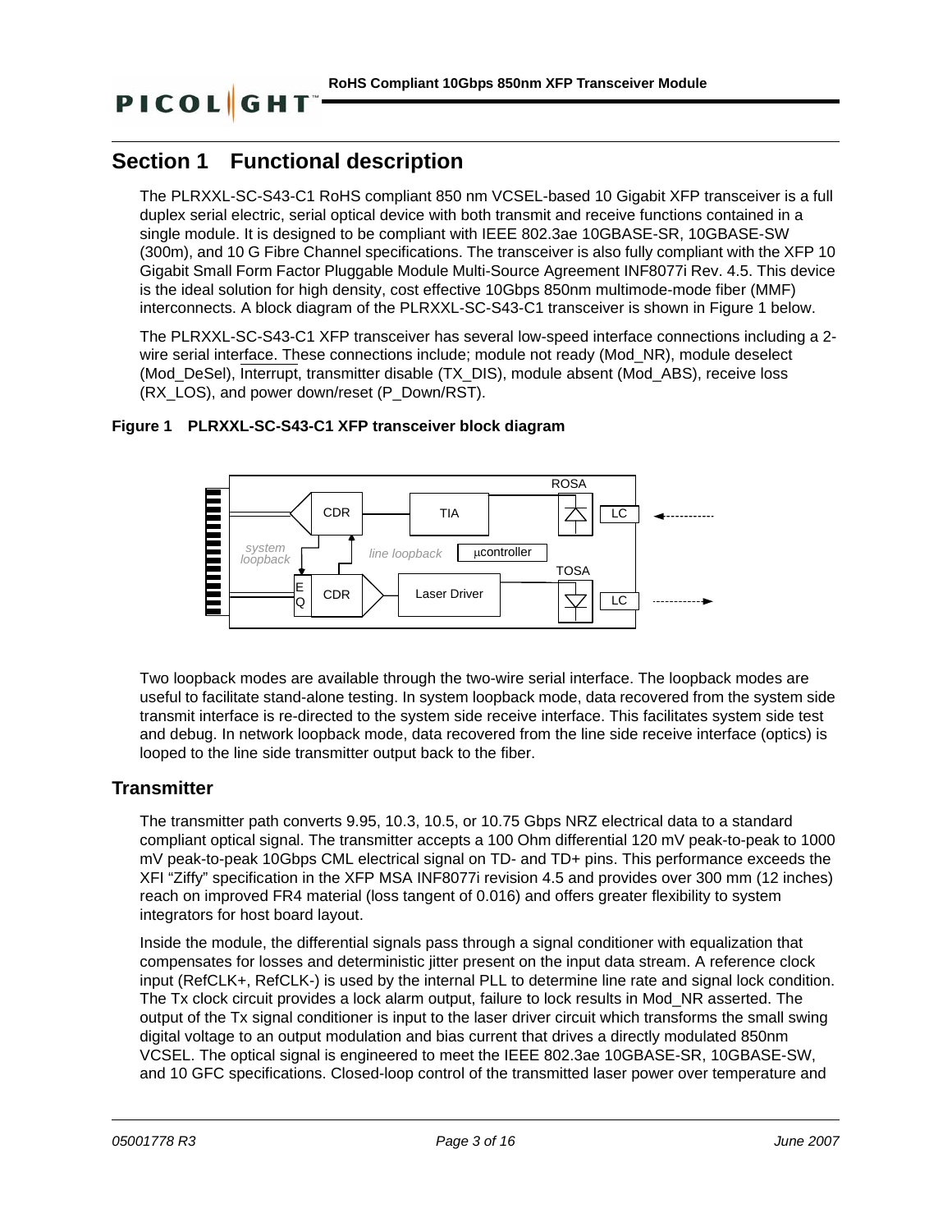# Section 1 Functional description

The PLRXXL-SC-S43-C1 RoHS compliant 850 nm VCSEL-based 10 Gigabit XFP transceiver is a full duplex serial electric, serial optical device with both transmit and receive functions contained in a single module. It is designed to be compliant with IEEE 802.3ae 10GBASE-SR, 10GBASE-SW (300m), and 10 G Fibre Channel specifications. The transceiver is also fully compliant with the XFP 10 Gigabit Small Form Factor Pluggable Module Multi-Source Agreement INF8077i Rev. 4.5. This device is the ideal solution for high density, cost effective 10Gbps 850nm multimode-mode fiber (MMF) interconnects. A block diagram of the PLRXXL-SC-S43-C1 transceiver is shown in Figure 1 below.

The PLRXXL-SC-S43-C1 XFP transceiver has several low-speed interface connections including a 2-wire serial interface. These connections include; module not ready (Mod_NR), module deselect (Mod_DeSel), Interrupt, transmitter disable (TX_DIS), module absent (Mod_ABS), receive loss (RX_LOS), and power down/reset (P_Down/RST).

**Figure 1 PLRXXL-SC-S43-C1 XFP transceiver block diagram**

Two loopback modes are available through the two-wire serial interface. The loopback modes are useful to facilitate stand-alone testing. In system loopback mode, data recovered from the system side transmit interface is re-directed to the system side receive interface. This facilitates system side test and debug. In network loopback mode, data recovered from the line side receive interface (optics) is looped to the line side transmitter output back to the fiber.

## Transmitter

The transmitter path converts 9.95, 10.3, 10.5, or 10.75 Gbps NRZ electrical data to a standard compliant optical signal. The transmitter accepts a 100 Ohm differential 120 mV peak-to-peak to 1000 mV peak-to-peak 10Gbps CML electrical signal on TD- and TD+ pins. This performance exceeds the XFI "Ziffy" specification in the XFP MSA INF8077i revision 4.5 and provides over 300 mm (12 inches) reach on improved FR4 material (loss tangent of 0.016) and offers greater flexibility to system integrators for host board layout.

Inside the module, the differential signals pass through a signal conditioner with equalization that compensates for losses and deterministic jitter present on the input data stream. A reference clock input (RefCLK+, RefCLK-) is used by the internal PLL to determine line rate and signal lock condition. The Tx clock circuit provides a lock alarm output, failure to lock results in Mod_NR asserted. The output of the Tx signal conditioner is input to the laser driver circuit which transforms the small swing digital voltage to an output modulation and bias current that drives a directly modulated 850nm VCSEL. The optical signal is engineered to meet the IEEE 802.3ae 10GBASE-SR, 10GBASE-SW, and 10 GFC specifications. Closed-loop control of the transmitted laser power over temperature and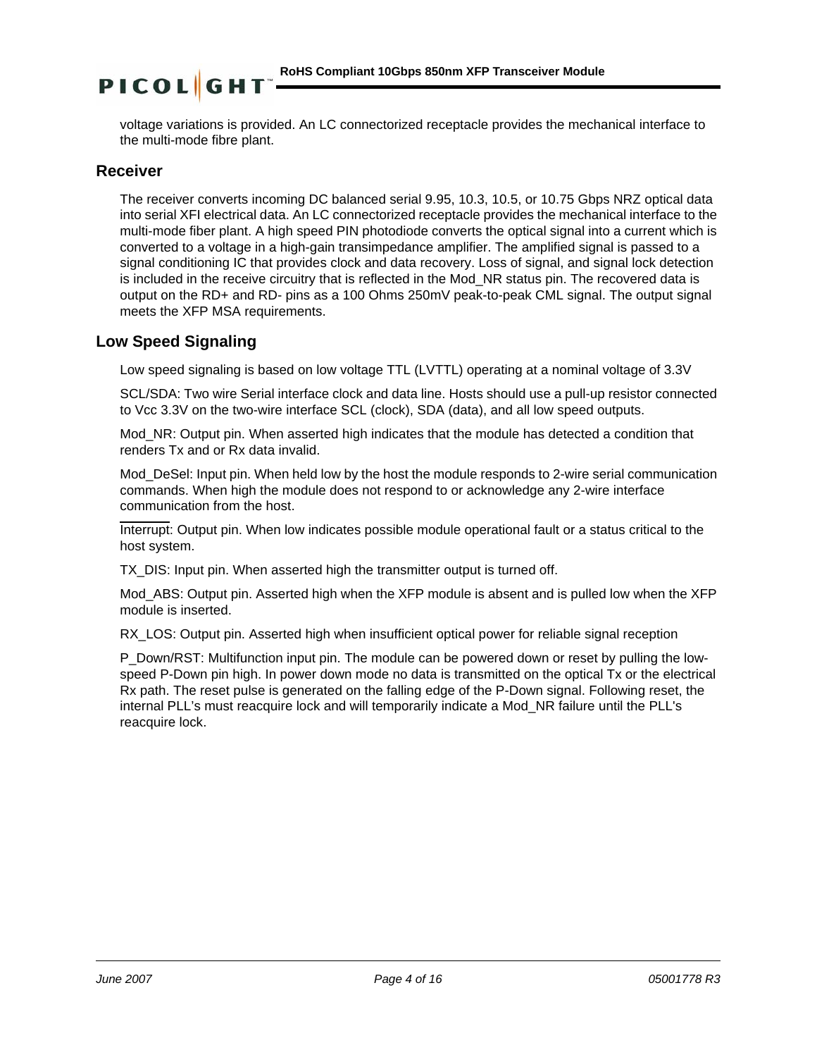voltage variations is provided. An LC connectorized receptacle provides the mechanical interface to the multi-mode fibre plant.

## Receiver

The receiver converts incoming DC balanced serial 9.95, 10.3, 10.5, or 10.75 Gbps NRZ optical data into serial XFI electrical data. An LC connectorized receptacle provides the mechanical interface to the multi-mode fiber plant. A high speed PIN photodiode converts the optical signal into a current which is converted to a voltage in a high-gain transimpedance amplifier. The amplified signal is passed to a signal conditioning IC that provides clock and data recovery. Loss of signal, and signal lock detection is included in the receive circuitry that is reflected in the Mod_NR status pin. The recovered data is output on the RD+ and RD- pins as a 100 Ohms 250mV peak-to-peak CML signal. The output signal meets the XFP MSA requirements.

## Low Speed Signaling

Low speed signaling is based on low voltage TTL (LVTTL) operating at a nominal voltage of 3.3V

SCL/SDA: Two wire Serial interface clock and data line. Hosts should use a pull-up resistor connected to Vcc 3.3V on the two-wire interface SCL (clock), SDA (data), and all low speed outputs.

Mod_NR: Output pin. When asserted high indicates that the module has detected a condition that renders Tx and or Rx data invalid.

Mod_DeSel: Input pin. When held low by the host the module responds to 2-wire serial communication commands. When high the module does not respond to or acknowledge any 2-wire interface communication from the host.

$\overline{\text{Interrupt}}$: Output pin. When low indicates possible module operational fault or a status critical to the host system.

TX_DIS: Input pin. When asserted high the transmitter output is turned off.

Mod_ABS: Output pin. Asserted high when the XFP module is absent and is pulled low when the XFP module is inserted.

RX_LOS: Output pin. Asserted high when insufficient optical power for reliable signal reception

P_Down/RST: Multifunction input pin. The module can be powered down or reset by pulling the low-speed P-Down pin high. In power down mode no data is transmitted on the optical Tx or the electrical Rx path. The reset pulse is generated on the falling edge of the P-Down signal. Following reset, the internal PLL's must reacquire lock and will temporarily indicate a Mod_NR failure until the PLL's reacquire lock.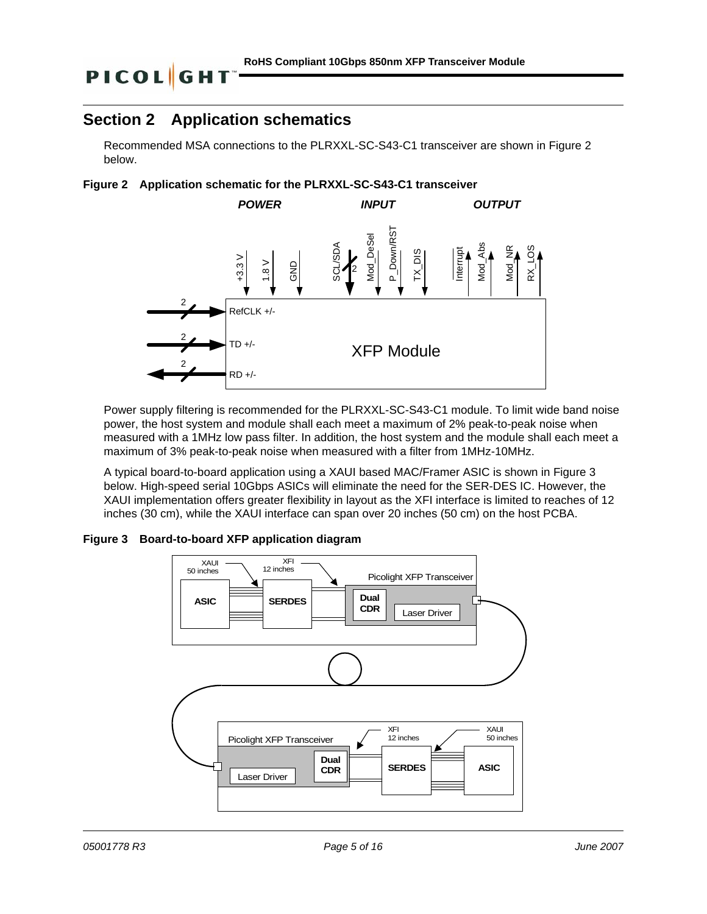# Section 2 Application schematics

Recommended MSA connections to the PLRXXL-SC-S43-C1 transceiver are shown in Figure 2 below.

**Figure 2 Application schematic for the PLRXXL-SC-S43-C1 transceiver**

Power supply filtering is recommended for the PLRXXL-SC-S43-C1 module. To limit wide band noise power, the host system and module shall each meet a maximum of 2% peak-to-peak noise when measured with a 1MHz low pass filter. In addition, the host system and the module shall each meet a maximum of 3% peak-to-peak noise when measured with a filter from 1MHz-10MHz.

A typical board-to-board application using a XAUI based MAC/Framer ASIC is shown in Figure 3 below. High-speed serial 10Gbps ASICs will eliminate the need for the SER-DES IC. However, the XAUI implementation offers greater flexibility in layout as the XFI interface is limited to reaches of 12 inches (30 cm), while the XAUI interface can span over 20 inches (50 cm) on the host PCBA.

**Figure 3 Board-to-board XFP application diagram**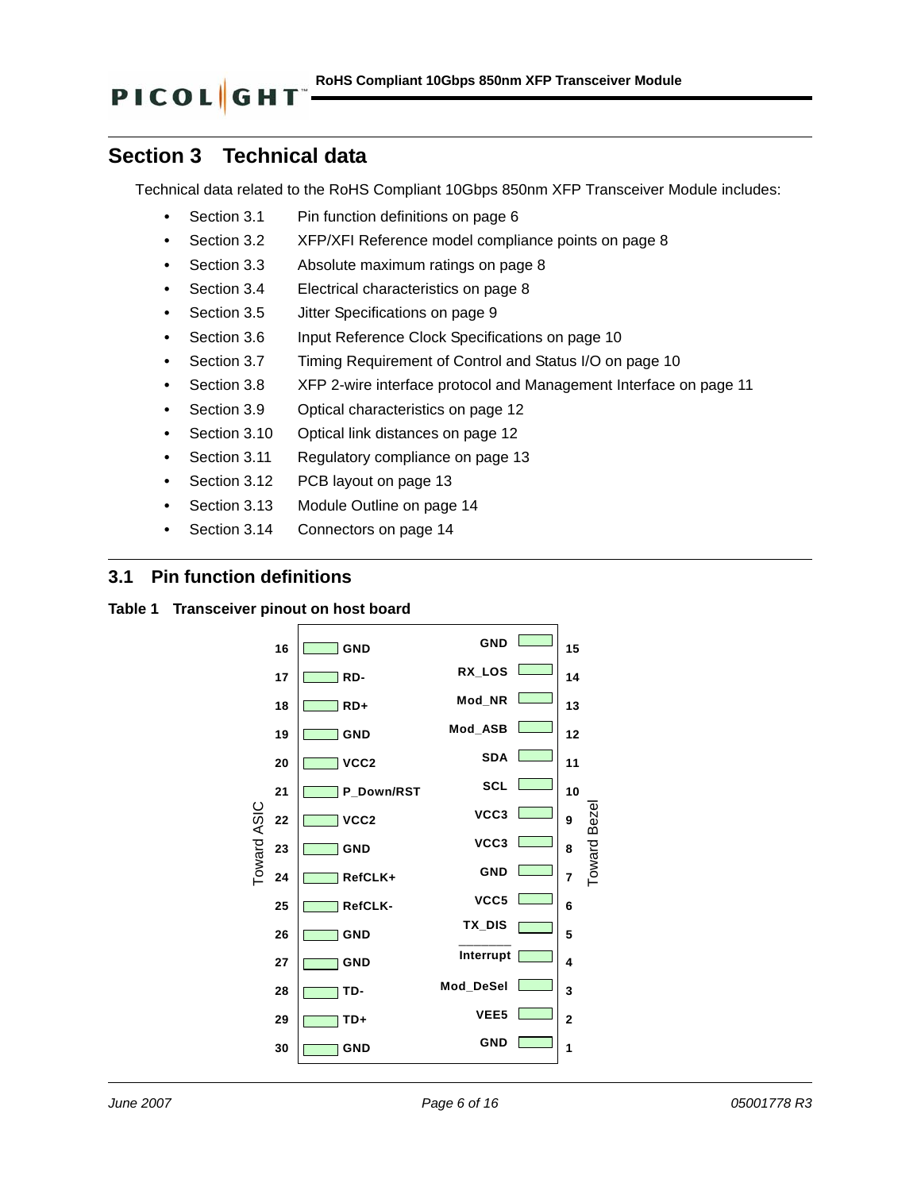## Section 3 Technical data

Technical data related to the RoHS Compliant 10Gbps 850nm XFP Transceiver Module includes:

- Section 3.1 Pin function definitions on page 6
- Section 3.2 XFP/XFI Reference model compliance points on page 8
- Section 3.3 Absolute maximum ratings on page 8
- Section 3.4 Electrical characteristics on page 8
- Section 3.5 Jitter Specifications on page 9
- Section 3.6 Input Reference Clock Specifications on page 10
- Section 3.7 Timing Requirement of Control and Status I/O on page 10
- Section 3.8 XFP 2-wire interface protocol and Management Interface on page 11
- Section 3.9 Optical characteristics on page 12
- Section 3.10 Optical link distances on page 12
- Section 3.11 Regulatory compliance on page 13
- Section 3.12 PCB layout on page 13
- Section 3.13 Module Outline on page 14
- Section 3.14 Connectors on page 14

### 3.1 Pin function definitions

**Table 1 Transceiver pinout on host board**

| Pin (Toward ASIC) | Signal | Signal | Pin (Toward Bezel) |
|---|---|---|---|
| 16 | GND | GND | 15 |
| 17 | RD- | RX_LOS | 14 |
| 18 | RD+ | Mod_NR | 13 |
| 19 | GND | Mod_ASB | 12 |
| 20 | VCC2 | SDA | 11 |
| 21 | P_Down/RST | SCL | 10 |
| 22 | VCC2 | VCC3 | 9 |
| 23 | GND | VCC3 | 8 |
| 24 | RefCLK+ | GND | 7 |
| 25 | RefCLK- | VCC5 | 6 |
| 26 | GND | TX_DIS | 5 |
| 27 | GND | Interrupt | 4 |
| 28 | TD- | Mod_DeSel | 3 |
| 29 | TD+ | VEE5 | 2 |
| 30 | GND | GND | 1 |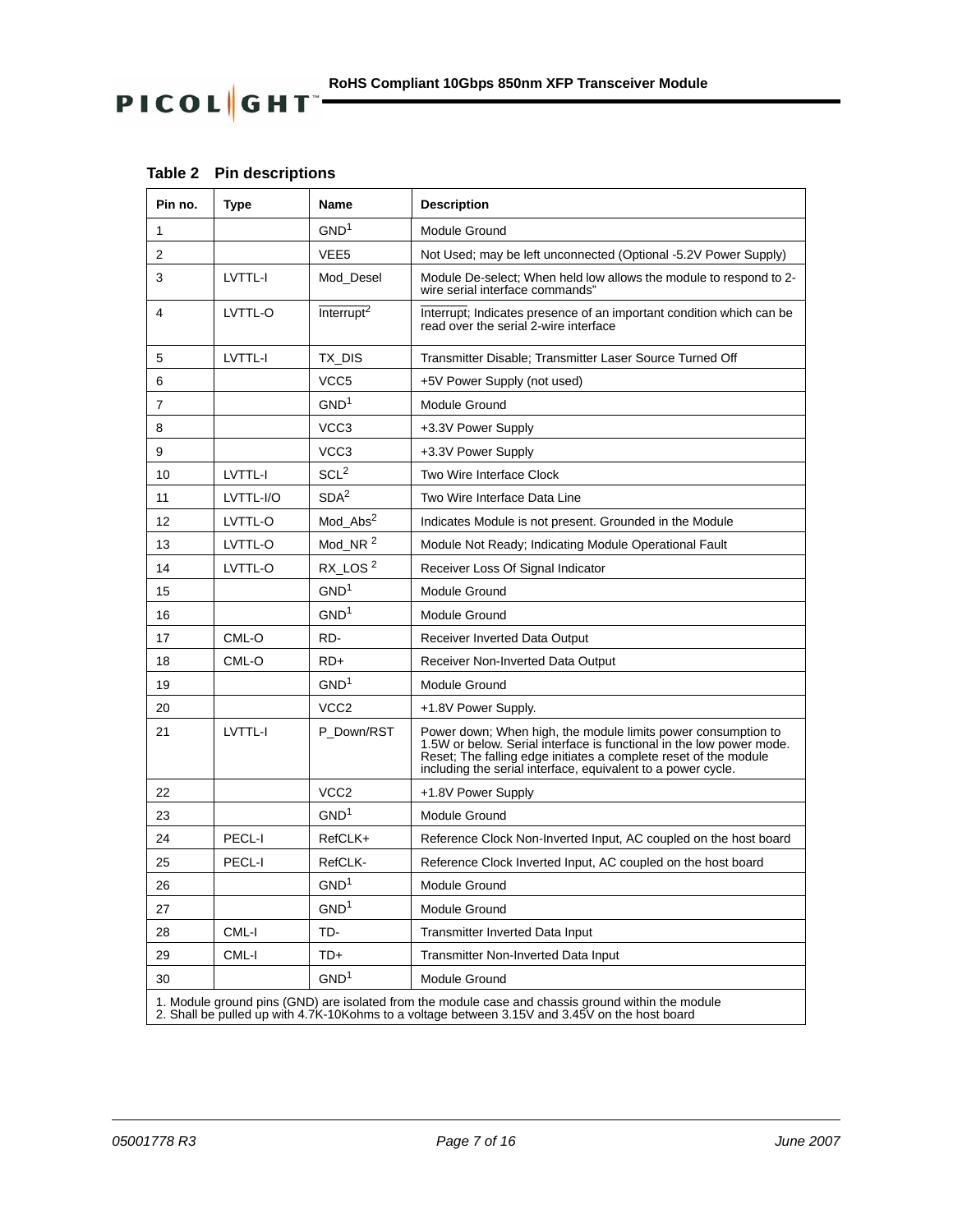**Table 2 Pin descriptions**

| Pin no. | Type | Name | Description |
|---|---|---|---|
| 1 | | GND[1] | Module Ground |
| 2 | | VEE5 | Not Used; may be left unconnected (Optional -5.2V Power Supply) |
| 3 | LVTTL-I | Mod_Desel | Module De-select; When held low allows the module to respond to 2-wire serial interface commands" |
| 4 | LVTTL-O | $\overline{\text{Interrupt}}$[2] | $\overline{\text{Interrupt}}$; Indicates presence of an important condition which can be read over the serial 2-wire interface |
| 5 | LVTTL-I | TX_DIS | Transmitter Disable; Transmitter Laser Source Turned Off |
| 6 | | VCC5 | +5V Power Supply (not used) |
| 7 | | GND[1] | Module Ground |
| 8 | | VCC3 | +3.3V Power Supply |
| 9 | | VCC3 | +3.3V Power Supply |
| 10 | LVTTL-I | SCL[2] | Two Wire Interface Clock |
| 11 | LVTTL-I/O | SDA[2] | Two Wire Interface Data Line |
| 12 | LVTTL-O | Mod_Abs[2] | Indicates Module is not present. Grounded in the Module |
| 13 | LVTTL-O | Mod_NR [2] | Module Not Ready; Indicating Module Operational Fault |
| 14 | LVTTL-O | RX_LOS [2] | Receiver Loss Of Signal Indicator |
| 15 | | GND[1] | Module Ground |
| 16 | | GND[1] | Module Ground |
| 17 | CML-O | RD- | Receiver Inverted Data Output |
| 18 | CML-O | RD+ | Receiver Non-Inverted Data Output |
| 19 | | GND[1] | Module Ground |
| 20 | | VCC2 | +1.8V Power Supply. |
| 21 | LVTTL-I | P_Down/RST | Power down; When high, the module limits power consumption to 1.5W or below. Serial interface is functional in the low power mode. Reset; The falling edge initiates a complete reset of the module including the serial interface, equivalent to a power cycle. |
| 22 | | VCC2 | +1.8V Power Supply |
| 23 | | GND[1] | Module Ground |
| 24 | PECL-I | RefCLK+ | Reference Clock Non-Inverted Input, AC coupled on the host board |
| 25 | PECL-I | RefCLK- | Reference Clock Inverted Input, AC coupled on the host board |
| 26 | | GND[1] | Module Ground |
| 27 | | GND[1] | Module Ground |
| 28 | CML-I | TD- | Transmitter Inverted Data Input |
| 29 | CML-I | TD+ | Transmitter Non-Inverted Data Input |
| 30 | | GND[1] | Module Ground |

1. Module ground pins (GND) are isolated from the module case and chassis ground within the module
2. Shall be pulled up with 4.7K-10Kohms to a voltage between 3.15V and 3.45V on the host board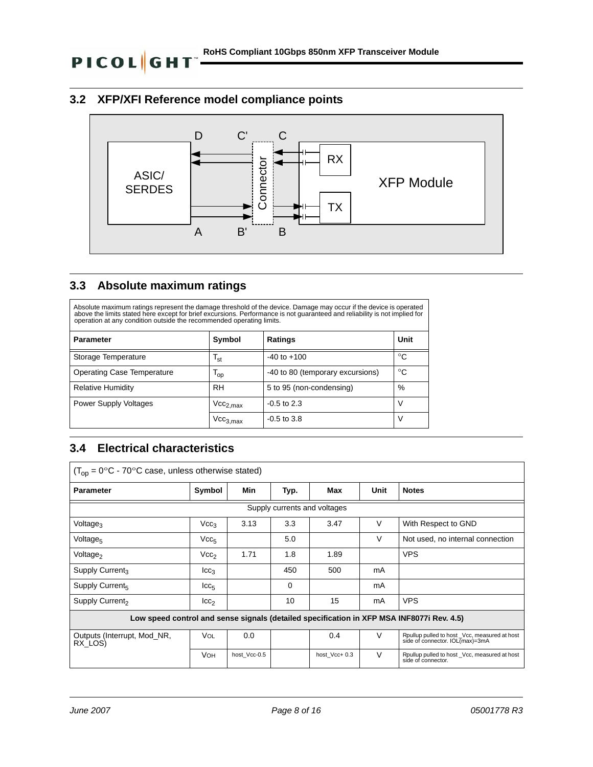## 3.2 XFP/XFI Reference model compliance points

## 3.3 Absolute maximum ratings

| Absolute maximum ratings represent the damage threshold of the device. Damage may occur if the device is operated above the limits stated here except for brief excursions. Performance is not guaranteed and reliability is not implied for operation at any condition outside the recommended operating limits. | | | |
|---|---|---|---|
| **Parameter** | **Symbol** | **Ratings** | **Unit** |
| Storage Temperature | $T_{st}$ | -40 to +100 | °C |
| Operating Case Temperature | $T_{op}$ | -40 to 80 (temporary excursions) | °C |
| Relative Humidity | RH | 5 to 95 (non-condensing) | % |
| Power Supply Voltages | $Vcc_{2,max}$ | -0.5 to 2.3 | V |
| | $Vcc_{3,max}$ | -0.5 to 3.8 | V |

## 3.4 Electrical characteristics

| ($T_{op}$ = 0°C - 70°C case, unless otherwise stated) | | | | | | |
|---|---|---|---|---|---|---|
| **Parameter** | **Symbol** | **Min** | **Typ.** | **Max** | **Unit** | **Notes** |
| Supply currents and voltages | | | | | | |
| $Voltage_3$ | $Vcc_3$ | 3.13 | 3.3 | 3.47 | V | With Respect to GND |
| $Voltage_5$ | $Vcc_5$ | | 5.0 | | V | Not used, no internal connection |
| $Voltage_2$ | $Vcc_2$ | 1.71 | 1.8 | 1.89 | | VPS |
| Supply $Current_3$ | $Icc_3$ | | 450 | 500 | mA | |
| Supply $Current_5$ | $Icc_5$ | | 0 | | mA | |
| Supply $Current_2$ | $Icc_2$ | | 10 | 15 | mA | VPS |
| **Low speed control and sense signals (detailed specification in XFP MSA INF8077i Rev. 4.5)** | | | | | | |
| Outputs (Interrupt, Mod_NR, RX_LOS) | $V_{OL}$ | 0.0 | | 0.4 | V | Rpullup pulled to host _Vcc, measured at host side of connector. IOL(max)=3mA |
| | $V_{OH}$ | host_Vcc-0.5 | | host_Vcc+ 0.3 | V | Rpullup pulled to host _Vcc, measured at host side of connector. |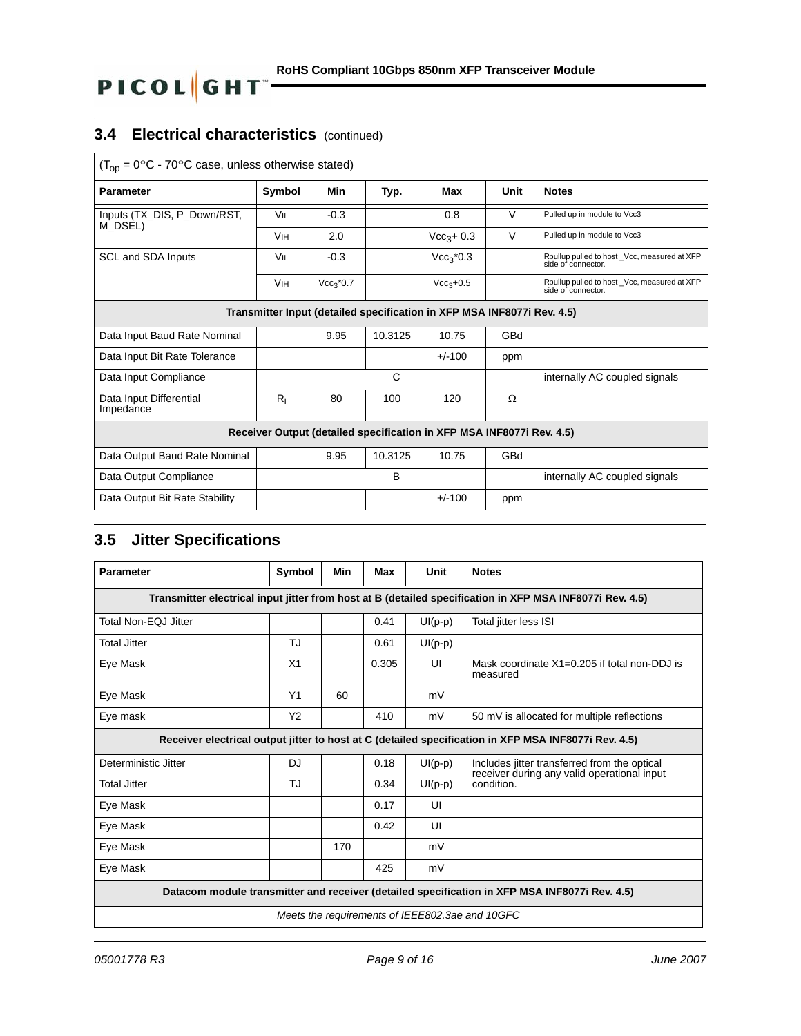## 3.4 Electrical characteristics (continued)

($T_{op}$ = 0°C - 70°C case, unless otherwise stated)

| Parameter | Symbol | Min | Typ. | Max | Unit | Notes |
|---|---|---|---|---|---|---|
| Inputs (TX_DIS, P_Down/RST, M_DSEL) | $V_{IL}$ | -0.3 | | 0.8 | V | Pulled up in module to Vcc3 |
| | $V_{IH}$ | 2.0 | | $Vcc_3$+ 0.3 | V | Pulled up in module to Vcc3 |
| SCL and SDA Inputs | $V_{IL}$ | -0.3 | | $Vcc_3$*0.3 | | Rpullup pulled to host _Vcc, measured at XFP side of connector. |
| | $V_{IH}$ | $Vcc_3$*0.7 | | $Vcc_3$+0.5 | | Rpullup pulled to host _Vcc, measured at XFP side of connector. |
| **Transmitter Input (detailed specification in XFP MSA INF8077i Rev. 4.5)** | | | | | | |
| Data Input Baud Rate Nominal | | 9.95 | 10.3125 | 10.75 | GBd | |
| Data Input Bit Rate Tolerance | | | | +/-100 | ppm | |
| Data Input Compliance | | | C | | | internally AC coupled signals |
| Data Input Differential Impedance | $R_I$ | 80 | 100 | 120 | Ω | |
| **Receiver Output (detailed specification in XFP MSA INF8077i Rev. 4.5)** | | | | | | |
| Data Output Baud Rate Nominal | | 9.95 | 10.3125 | 10.75 | GBd | |
| Data Output Compliance | | | B | | | internally AC coupled signals |
| Data Output Bit Rate Stability | | | | +/-100 | ppm | |

## 3.5 Jitter Specifications

| Parameter | Symbol | Min | Max | Unit | Notes |
|---|---|---|---|---|---|
| **Transmitter electrical input jitter from host at B (detailed specification in XFP MSA INF8077i Rev. 4.5)** | | | | | |
| Total Non-EQJ Jitter | | | 0.41 | UI(p-p) | Total jitter less ISI |
| Total Jitter | TJ | | 0.61 | UI(p-p) | |
| Eye Mask | X1 | | 0.305 | UI | Mask coordinate X1=0.205 if total non-DDJ is measured |
| Eye Mask | Y1 | 60 | | mV | |
| Eye mask | Y2 | | 410 | mV | 50 mV is allocated for multiple reflections |
| **Receiver electrical output jitter to host at C (detailed specification in XFP MSA INF8077i Rev. 4.5)** | | | | | |
| Deterministic Jitter | DJ | | 0.18 | UI(p-p) | Includes jitter transferred from the optical receiver during any valid operational input condition. |
| Total Jitter | TJ | | 0.34 | UI(p-p) | |
| Eye Mask | | | 0.17 | UI | |
| Eye Mask | | | 0.42 | UI | |
| Eye Mask | | 170 | | mV | |
| Eye Mask | | | 425 | mV | |
| **Datacom module transmitter and receiver (detailed specification in XFP MSA INF8077i Rev. 4.5)** | | | | | |
| *Meets the requirements of IEEE802.3ae and 10GFC* | | | | | |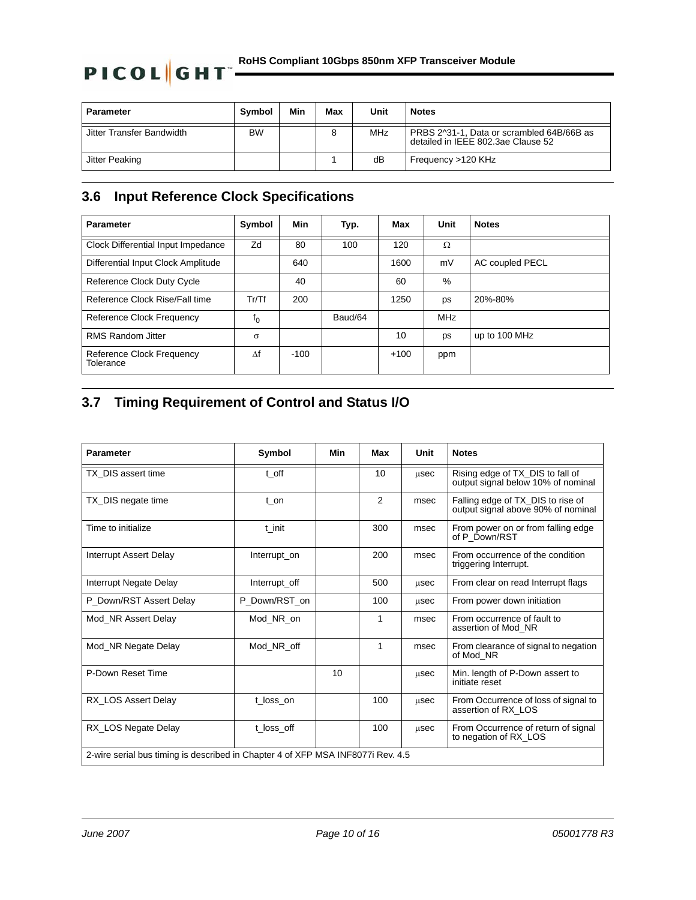| Parameter | Symbol | Min | Max | Unit | Notes |
| --- | --- | --- | --- | --- | --- |
| Jitter Transfer Bandwidth | BW | | 8 | MHz | PRBS 2^31-1, Data or scrambled 64B/66B as detailed in IEEE 802.3ae Clause 52 |
| Jitter Peaking | | | 1 | dB | Frequency >120 KHz |

## 3.6 Input Reference Clock Specifications

| Parameter | Symbol | Min | Typ. | Max | Unit | Notes |
| --- | --- | --- | --- | --- | --- | --- |
| Clock Differential Input Impedance | Zd | 80 | 100 | 120 | Ω | |
| Differential Input Clock Amplitude | | 640 | | 1600 | mV | AC coupled PECL |
| Reference Clock Duty Cycle | | 40 | | 60 | % | |
| Reference Clock Rise/Fall time | Tr/Tf | 200 | | 1250 | ps | 20%-80% |
| Reference Clock Frequency | $f_0$ | | Baud/64 | | MHz | |
| RMS Random Jitter | σ | | | 10 | ps | up to 100 MHz |
| Reference Clock Frequency Tolerance | Δf | -100 | | +100 | ppm | |

## 3.7 Timing Requirement of Control and Status I/O

| Parameter | Symbol | Min | Max | Unit | Notes |
| --- | --- | --- | --- | --- | --- |
| TX_DIS assert time | t_off | | 10 | μsec | Rising edge of TX_DIS to fall of output signal below 10% of nominal |
| TX_DIS negate time | t_on | | 2 | msec | Falling edge of TX_DIS to rise of output signal above 90% of nominal |
| Time to initialize | t_init | | 300 | msec | From power on or from falling edge of P_Down/RST |
| Interrupt Assert Delay | Interrupt_on | | 200 | msec | From occurrence of the condition triggering Interrupt. |
| Interrupt Negate Delay | Interrupt_off | | 500 | μsec | From clear on read Interrupt flags |
| P_Down/RST Assert Delay | P_Down/RST_on | | 100 | μsec | From power down initiation |
| Mod_NR Assert Delay | Mod_NR_on | | 1 | msec | From occurrence of fault to assertion of Mod_NR |
| Mod_NR Negate Delay | Mod_NR_off | | 1 | msec | From clearance of signal to negation of Mod_NR |
| P-Down Reset Time | | 10 | | μsec | Min. length of P-Down assert to initiate reset |
| RX_LOS Assert Delay | t_loss_on | | 100 | μsec | From Occurrence of loss of signal to assertion of RX_LOS |
| RX_LOS Negate Delay | t_loss_off | | 100 | μsec | From Occurrence of return of signal to negation of RX_LOS |
| 2-wire serial bus timing is described in Chapter 4 of XFP MSA INF8077i Rev. 4.5 | | | | | |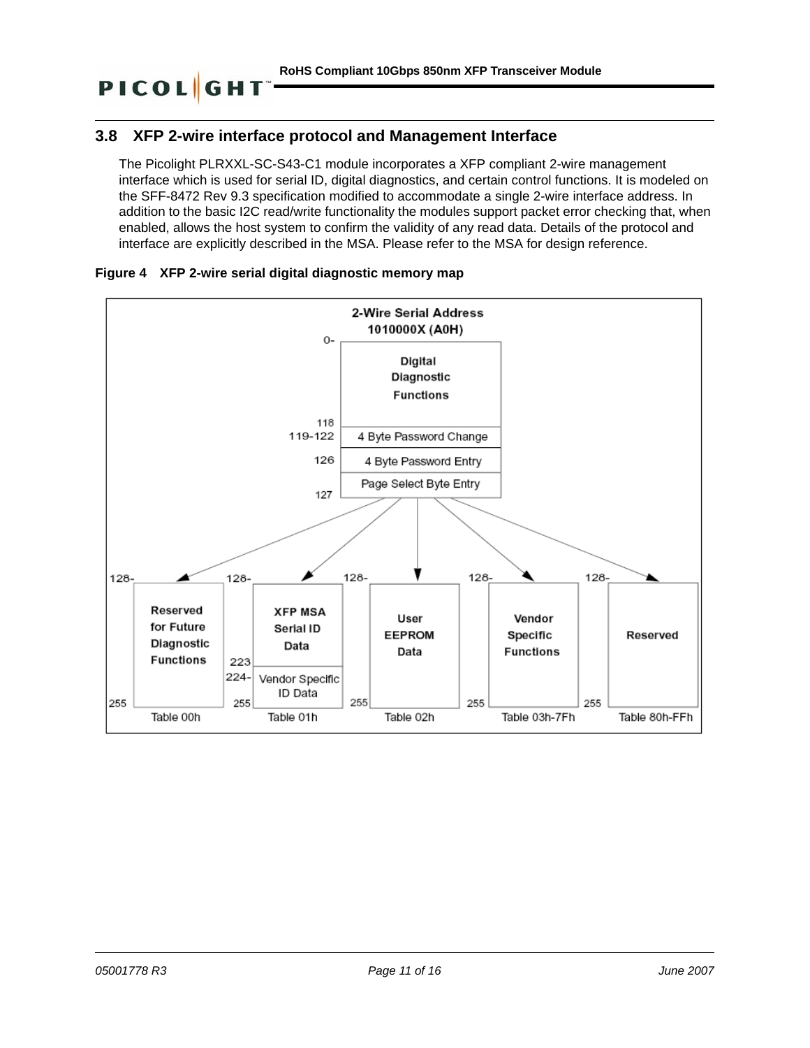## 3.8 XFP 2-wire interface protocol and Management Interface

The Picolight PLRXXL-SC-S43-C1 module incorporates a XFP compliant 2-wire management interface which is used for serial ID, digital diagnostics, and certain control functions. It is modeled on the SFF-8472 Rev 9.3 specification modified to accommodate a single 2-wire interface address. In addition to the basic I2C read/write functionality the modules support packet error checking that, when enabled, allows the host system to confirm the validity of any read data. Details of the protocol and interface are explicitly described in the MSA. Please refer to the MSA for design reference.

**Figure 4 XFP 2-wire serial digital diagnostic memory map**

2-Wire Serial Address 1010000X (A0H)

| Address | Lower Memory |
|---|---|
| 0-118 | Digital Diagnostic Functions |
| 119-122 | 4 Byte Password Change |
| 123-126 | 4 Byte Password Entry |
| 127 | Page Select Byte Entry |

| Table | Address | Contents |
|---|---|---|
| Table 00h | 128-255 | Reserved for Future Diagnostic Functions |
| Table 01h | 128-223 | XFP MSA Serial ID Data |
| Table 01h | 224-255 | Vendor Specific ID Data |
| Table 02h | 128-255 | User EEPROM Data |
| Table 03h-7Fh | 128-255 | Vendor Specific Functions |
| Table 80h-FFh | 128-255 | Reserved |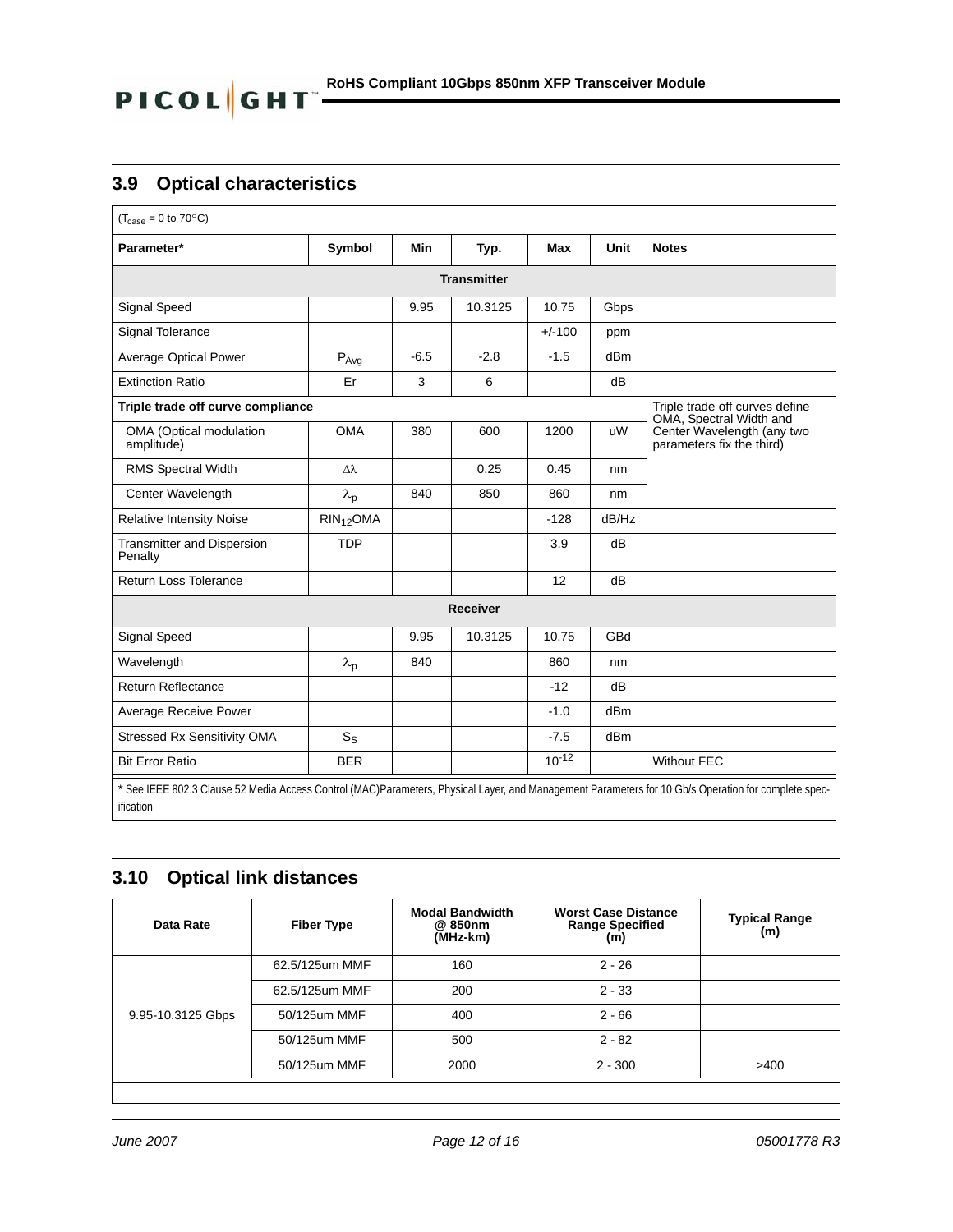## 3.9 Optical characteristics

($T_{case}$ = 0 to 70°C)

| Parameter* | Symbol | Min | Typ. | Max | Unit | Notes |
|---|---|---|---|---|---|---|
| **Transmitter** | | | | | | |
| Signal Speed | | 9.95 | 10.3125 | 10.75 | Gbps | |
| Signal Tolerance | | | | +/-100 | ppm | |
| Average Optical Power | $P_{Avg}$ | -6.5 | -2.8 | -1.5 | dBm | |
| Extinction Ratio | Er | 3 | 6 | | dB | |
| **Triple trade off curve compliance** | | | | | | Triple trade off curves define OMA, Spectral Width and Center Wavelength (any two parameters fix the third) |
| OMA (Optical modulation amplitude) | OMA | 380 | 600 | 1200 | uW | |
| RMS Spectral Width | $\Delta\lambda$ | | 0.25 | 0.45 | nm | |
| Center Wavelength | $\lambda_p$ | 840 | 850 | 860 | nm | |
| Relative Intensity Noise | $RIN_{12}OMA$ | | | -128 | dB/Hz | |
| Transmitter and Dispersion Penalty | TDP | | | 3.9 | dB | |
| Return Loss Tolerance | | | | 12 | dB | |
| **Receiver** | | | | | | |
| Signal Speed | | 9.95 | 10.3125 | 10.75 | GBd | |
| Wavelength | $\lambda_p$ | 840 | | 860 | nm | |
| Return Reflectance | | | | -12 | dB | |
| Average Receive Power | | | | -1.0 | dBm | |
| Stressed Rx Sensitivity OMA | $S_S$ | | | -7.5 | dBm | |
| Bit Error Ratio | BER | | | $10^{-12}$ | | Without FEC |

\* See IEEE 802.3 Clause 52 Media Access Control (MAC)Parameters, Physical Layer, and Management Parameters for 10 Gb/s Operation for complete specification

## 3.10 Optical link distances

| Data Rate | Fiber Type | Modal Bandwidth @ 850nm (MHz-km) | Worst Case Distance Range Specified (m) | Typical Range (m) |
|---|---|---|---|---|
| 9.95-10.3125 Gbps | 62.5/125um MMF | 160 | 2 - 26 | |
| | 62.5/125um MMF | 200 | 2 - 33 | |
| | 50/125um MMF | 400 | 2 - 66 | |
| | 50/125um MMF | 500 | 2 - 82 | |
| | 50/125um MMF | 2000 | 2 - 300 | >400 |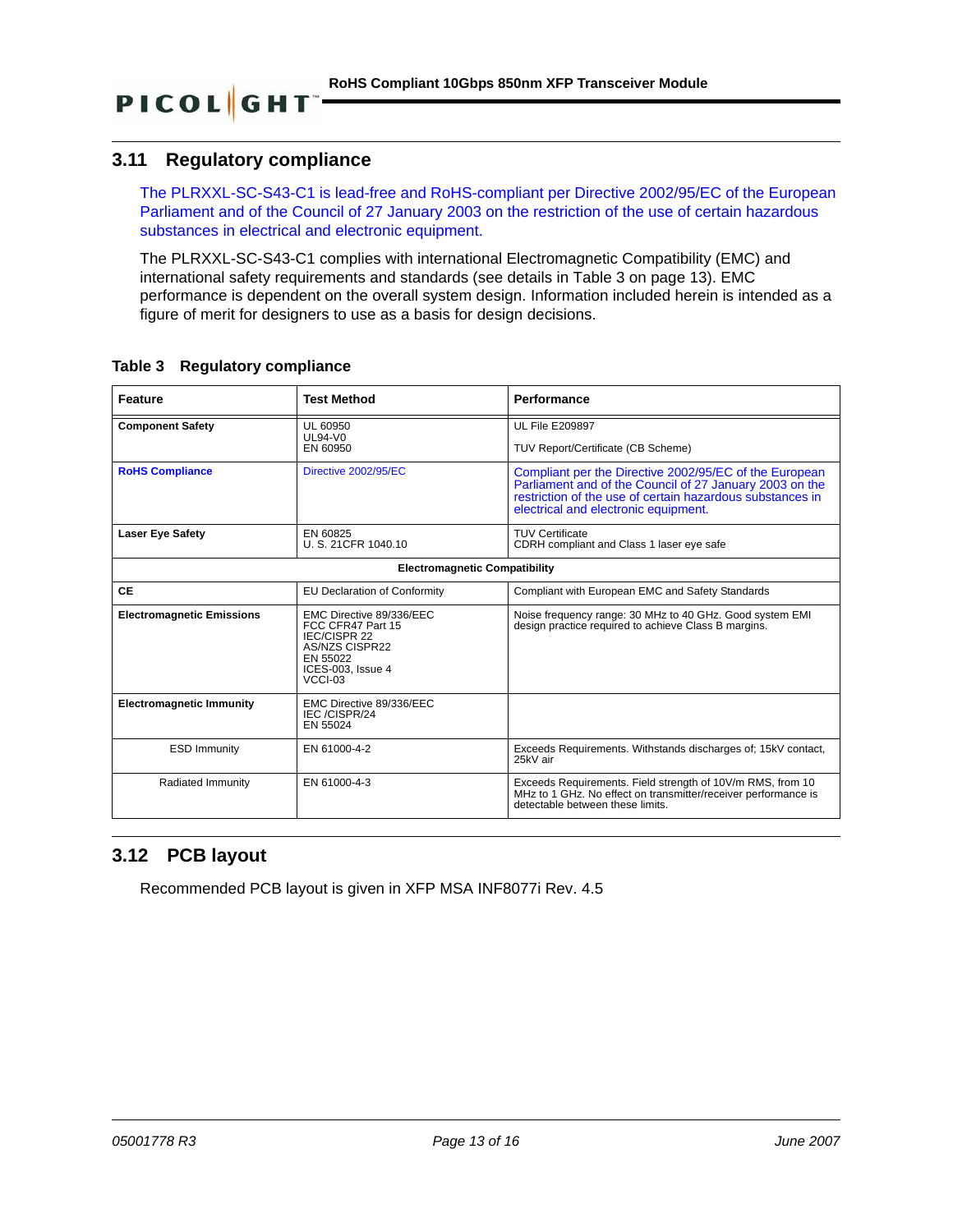## 3.11 Regulatory compliance

The PLRXXL-SC-S43-C1 is lead-free and RoHS-compliant per Directive 2002/95/EC of the European Parliament and of the Council of 27 January 2003 on the restriction of the use of certain hazardous substances in electrical and electronic equipment.

The PLRXXL-SC-S43-C1 complies with international Electromagnetic Compatibility (EMC) and international safety requirements and standards (see details in Table 3 on page 13). EMC performance is dependent on the overall system design. Information included herein is intended as a figure of merit for designers to use as a basis for design decisions.

**Table 3 Regulatory compliance**

| Feature | Test Method | Performance |
|---|---|---|
| **Component Safety** | UL 60950<br>UL94-V0<br>EN 60950 | UL File E209897<br><br>TUV Report/Certificate (CB Scheme) |
| **RoHS Compliance** | Directive 2002/95/EC | Compliant per the Directive 2002/95/EC of the European Parliament and of the Council of 27 January 2003 on the restriction of the use of certain hazardous substances in electrical and electronic equipment. |
| **Laser Eye Safety** | EN 60825<br>U. S. 21CFR 1040.10 | TUV Certificate<br>CDRH compliant and Class 1 laser eye safe |
| | **Electromagnetic Compatibility** | |
| **CE** | EU Declaration of Conformity | Compliant with European EMC and Safety Standards |
| **Electromagnetic Emissions** | EMC Directive 89/336/EEC<br>FCC CFR47 Part 15<br>IEC/CISPR 22<br>AS/NZS CISPR22<br>EN 55022<br>ICES-003, Issue 4<br>VCCI-03 | Noise frequency range: 30 MHz to 40 GHz. Good system EMI design practice required to achieve Class B margins. |
| **Electromagnetic Immunity** | EMC Directive 89/336/EEC<br>IEC /CISPR/24<br>EN 55024 | |
| ESD Immunity | EN 61000-4-2 | Exceeds Requirements. Withstands discharges of; 15kV contact, 25kV air |
| Radiated Immunity | EN 61000-4-3 | Exceeds Requirements. Field strength of 10V/m RMS, from 10 MHz to 1 GHz. No effect on transmitter/receiver performance is detectable between these limits. |

## 3.12 PCB layout

Recommended PCB layout is given in XFP MSA INF8077i Rev. 4.5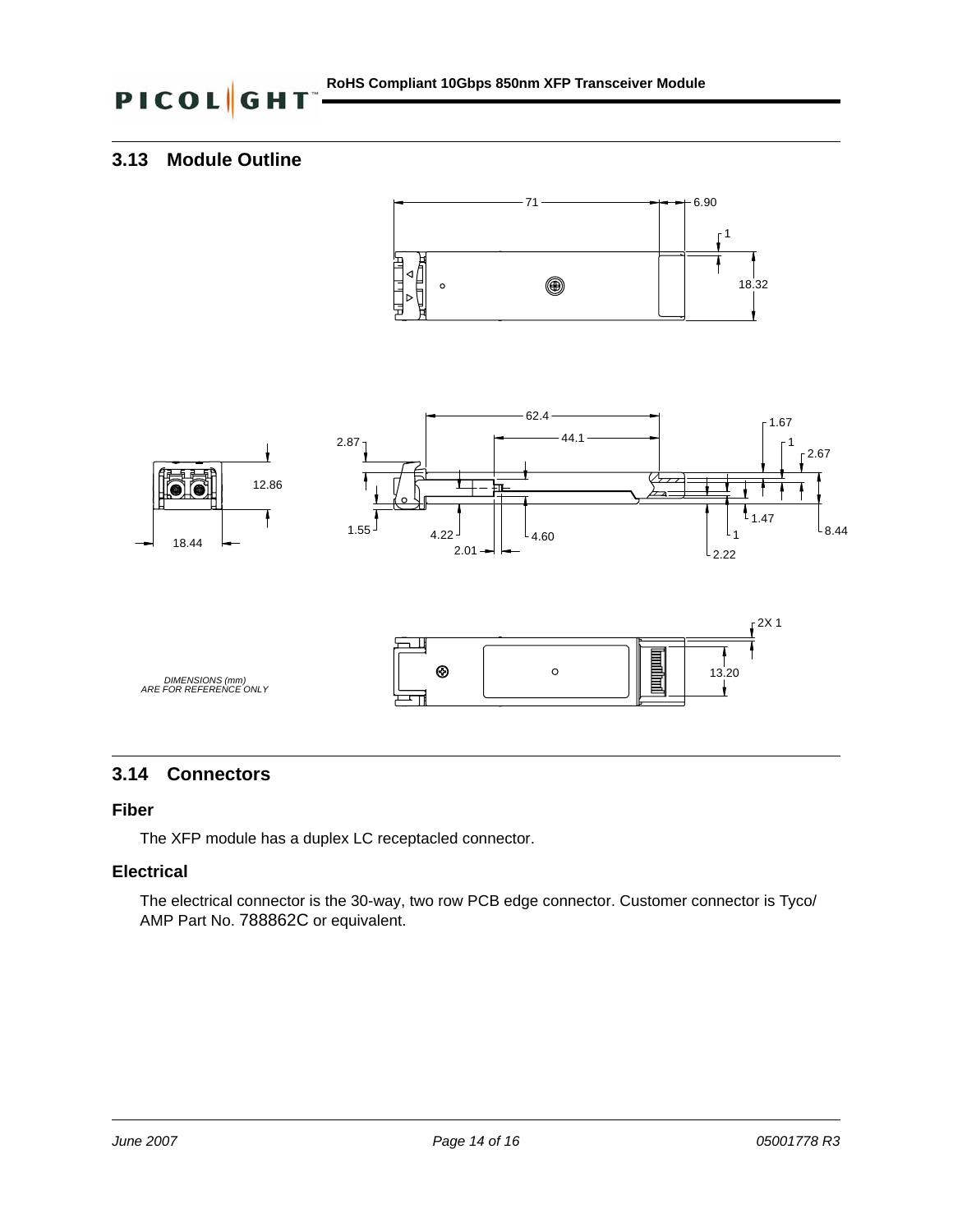## 3.13 Module Outline

71
6.90
1
18.32

62.4
44.1
2.87
1.67
1
2.67
12.86
18.44
1.55
4.22
2.01
4.60
1
1.47
2.22
8.44

2X 1
13.20

*DIMENSIONS (mm) ARE FOR REFERENCE ONLY*

## 3.14 Connectors

### Fiber

The XFP module has a duplex LC receptacled connector.

### Electrical

The electrical connector is the 30-way, two row PCB edge connector. Customer connector is Tyco/ AMP Part No. 788862C or equivalent.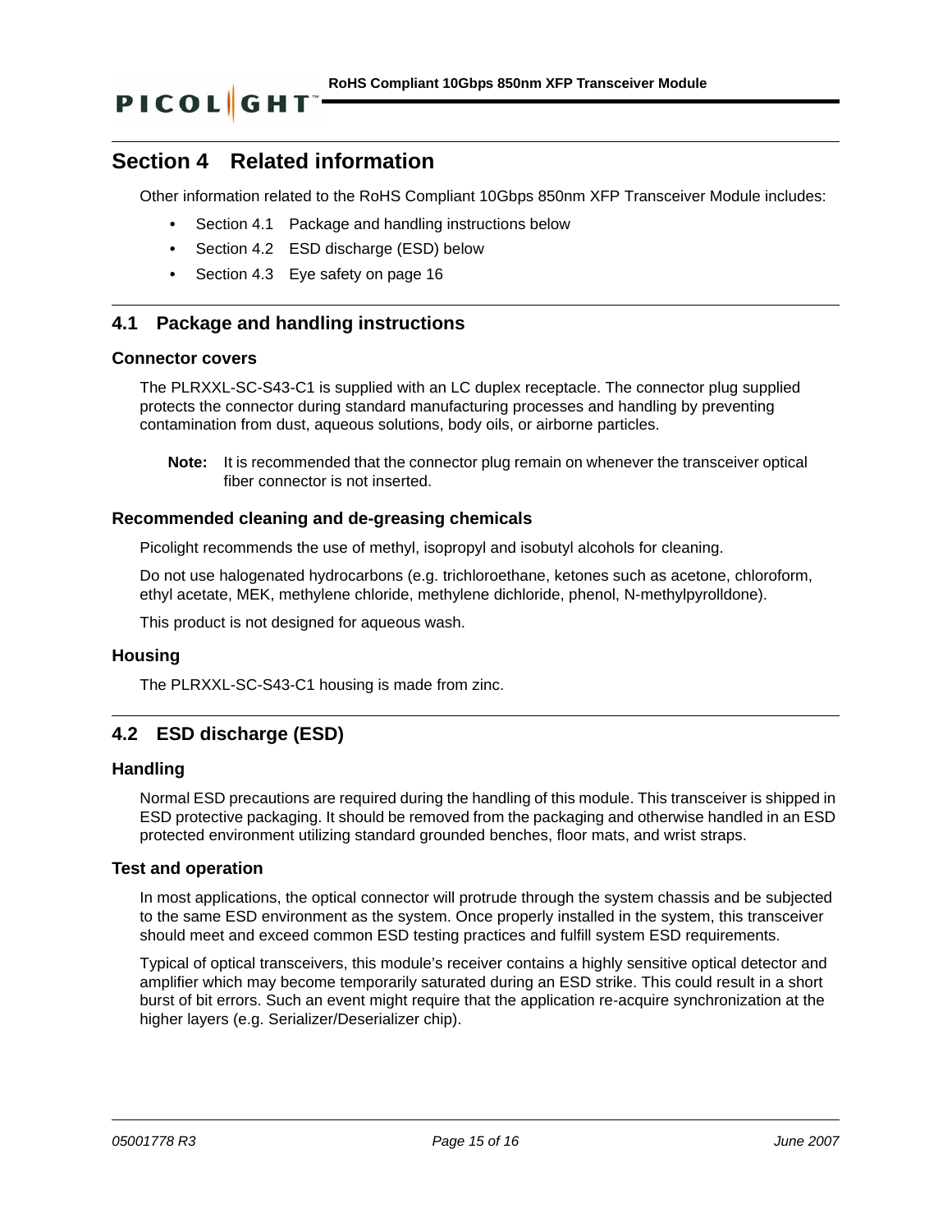# Section 4 Related information

Other information related to the RoHS Compliant 10Gbps 850nm XFP Transceiver Module includes:

- Section 4.1 Package and handling instructions below
- Section 4.2 ESD discharge (ESD) below
- Section 4.3 Eye safety on page 16

## 4.1 Package and handling instructions

### Connector covers

The PLRXXL-SC-S43-C1 is supplied with an LC duplex receptacle. The connector plug supplied protects the connector during standard manufacturing processes and handling by preventing contamination from dust, aqueous solutions, body oils, or airborne particles.

**Note:** It is recommended that the connector plug remain on whenever the transceiver optical fiber connector is not inserted.

### Recommended cleaning and de-greasing chemicals

Picolight recommends the use of methyl, isopropyl and isobutyl alcohols for cleaning.

Do not use halogenated hydrocarbons (e.g. trichloroethane, ketones such as acetone, chloroform, ethyl acetate, MEK, methylene chloride, methylene dichloride, phenol, N-methylpyrolldone).

This product is not designed for aqueous wash.

### Housing

The PLRXXL-SC-S43-C1 housing is made from zinc.

## 4.2 ESD discharge (ESD)

### Handling

Normal ESD precautions are required during the handling of this module. This transceiver is shipped in ESD protective packaging. It should be removed from the packaging and otherwise handled in an ESD protected environment utilizing standard grounded benches, floor mats, and wrist straps.

### Test and operation

In most applications, the optical connector will protrude through the system chassis and be subjected to the same ESD environment as the system. Once properly installed in the system, this transceiver should meet and exceed common ESD testing practices and fulfill system ESD requirements.

Typical of optical transceivers, this module's receiver contains a highly sensitive optical detector and amplifier which may become temporarily saturated during an ESD strike. This could result in a short burst of bit errors. Such an event might require that the application re-acquire synchronization at the higher layers (e.g. Serializer/Deserializer chip).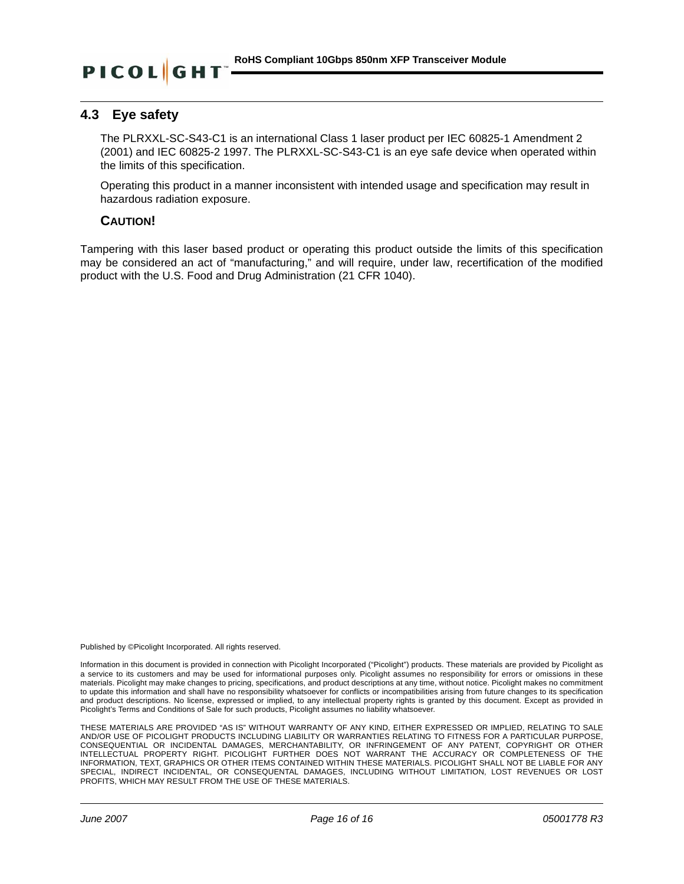## 4.3 Eye safety

The PLRXXL-SC-S43-C1 is an international Class 1 laser product per IEC 60825-1 Amendment 2 (2001) and IEC 60825-2 1997. The PLRXXL-SC-S43-C1 is an eye safe device when operated within the limits of this specification.

Operating this product in a manner inconsistent with intended usage and specification may result in hazardous radiation exposure.

**CAUTION!**

Tampering with this laser based product or operating this product outside the limits of this specification may be considered an act of “manufacturing,” and will require, under law, recertification of the modified product with the U.S. Food and Drug Administration (21 CFR 1040).

Published by ©Picolight Incorporated. All rights reserved.

Information in this document is provided in connection with Picolight Incorporated (“Picolight”) products. These materials are provided by Picolight as a service to its customers and may be used for informational purposes only. Picolight assumes no responsibility for errors or omissions in these materials. Picolight may make changes to pricing, specifications, and product descriptions at any time, without notice. Picolight makes no commitment to update this information and shall have no responsibility whatsoever for conflicts or incompatibilities arising from future changes to its specification and product descriptions. No license, expressed or implied, to any intellectual property rights is granted by this document. Except as provided in Picolight’s Terms and Conditions of Sale for such products, Picolight assumes no liability whatsoever.

THESE MATERIALS ARE PROVIDED “AS IS” WITHOUT WARRANTY OF ANY KIND, EITHER EXPRESSED OR IMPLIED, RELATING TO SALE AND/OR USE OF PICOLIGHT PRODUCTS INCLUDING LIABILITY OR WARRANTIES RELATING TO FITNESS FOR A PARTICULAR PURPOSE, CONSEQUENTIAL OR INCIDENTAL DAMAGES, MERCHANTABILITY, OR INFRINGEMENT OF ANY PATENT, COPYRIGHT OR OTHER INTELLECTUAL PROPERTY RIGHT. PICOLIGHT FURTHER DOES NOT WARRANT THE ACCURACY OR COMPLETENESS OF THE INFORMATION, TEXT, GRAPHICS OR OTHER ITEMS CONTAINED WITHIN THESE MATERIALS. PICOLIGHT SHALL NOT BE LIABLE FOR ANY SPECIAL, INDIRECT INCIDENTAL, OR CONSEQUENTAL DAMAGES, INCLUDING WITHOUT LIMITATION, LOST REVENUES OR LOST PROFITS, WHICH MAY RESULT FROM THE USE OF THESE MATERIALS.